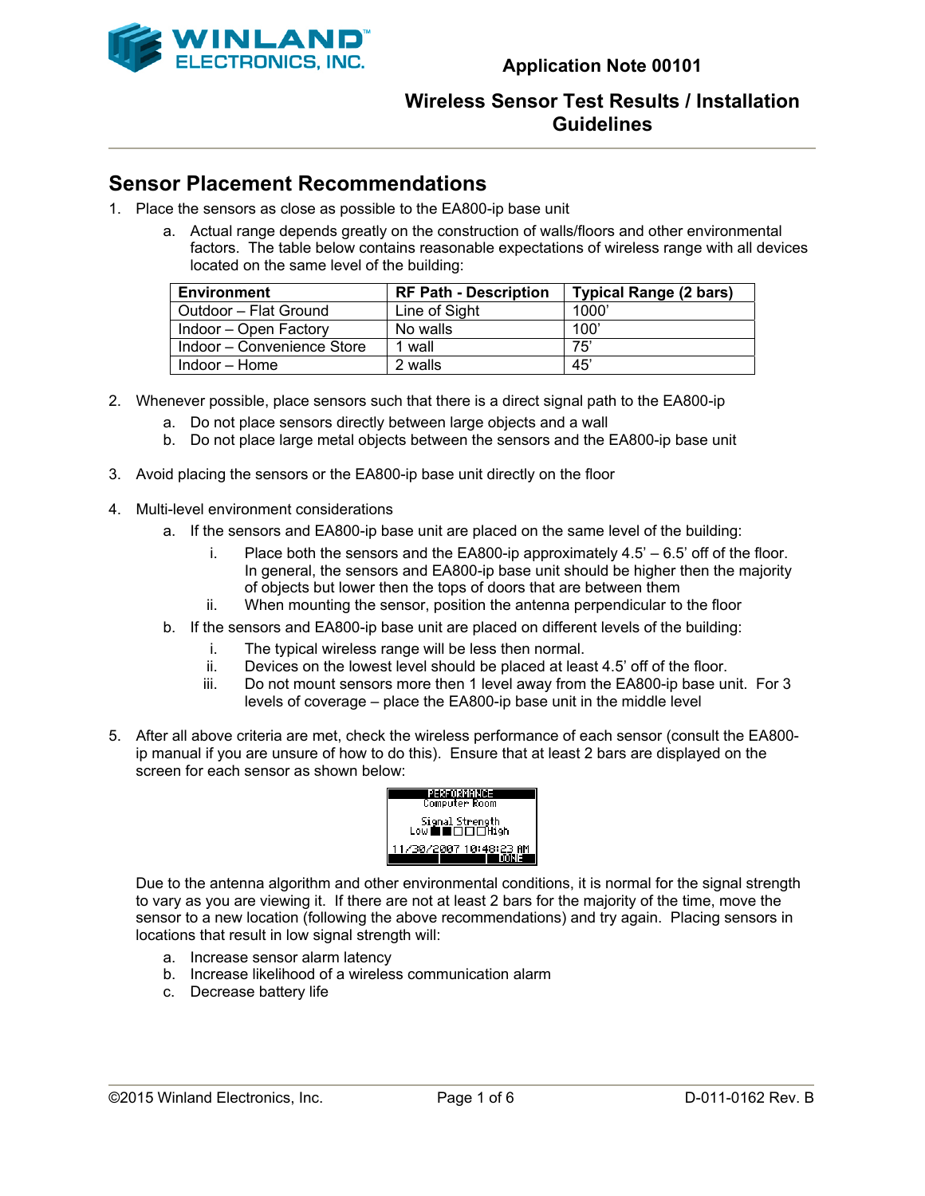# Application Note 00101

# Wireless Sensor Test Results / Installation Guidelines

## Sensor Placement Recommendations

1. Place the sensors as close as possible to the EA800-ip base unit
   a. Actual range depends greatly on the construction of walls/floors and other environmental factors. The table below contains reasonable expectations of wireless range with all devices located on the same level of the building:

| Environment | RF Path - Description | Typical Range (2 bars) |
|---|---|---|
| Outdoor – Flat Ground | Line of Sight | 1000' |
| Indoor – Open Factory | No walls | 100' |
| Indoor – Convenience Store | 1 wall | 75' |
| Indoor – Home | 2 walls | 45' |

2. Whenever possible, place sensors such that there is a direct signal path to the EA800-ip
   a. Do not place sensors directly between large objects and a wall
   b. Do not place large metal objects between the sensors and the EA800-ip base unit

3. Avoid placing the sensors or the EA800-ip base unit directly on the floor

4. Multi-level environment considerations
   a. If the sensors and EA800-ip base unit are placed on the same level of the building:
      i. Place both the sensors and the EA800-ip approximately 4.5' – 6.5' off of the floor. In general, the sensors and EA800-ip base unit should be higher then the majority of objects but lower then the tops of doors that are between them
      ii. When mounting the sensor, position the antenna perpendicular to the floor
   b. If the sensors and EA800-ip base unit are placed on different levels of the building:
      i. The typical wireless range will be less then normal.
      ii. Devices on the lowest level should be placed at least 4.5' off of the floor.
      iii. Do not mount sensors more then 1 level away from the EA800-ip base unit. For 3 levels of coverage – place the EA800-ip base unit in the middle level

5. After all above criteria are met, check the wireless performance of each sensor (consult the EA800-ip manual if you are unsure of how to do this). Ensure that at least 2 bars are displayed on the screen for each sensor as shown below:

   ```
   PERFORMANCE
   Computer Room

   Signal Strength
   Low ■■□□□High

   11/30/2007 10:48:23 AM
                     DONE
   ```

   Due to the antenna algorithm and other environmental conditions, it is normal for the signal strength to vary as you are viewing it. If there are not at least 2 bars for the majority of the time, move the sensor to a new location (following the above recommendations) and try again. Placing sensors in locations that result in low signal strength will:
   a. Increase sensor alarm latency
   b. Increase likelihood of a wireless communication alarm
   c. Decrease battery life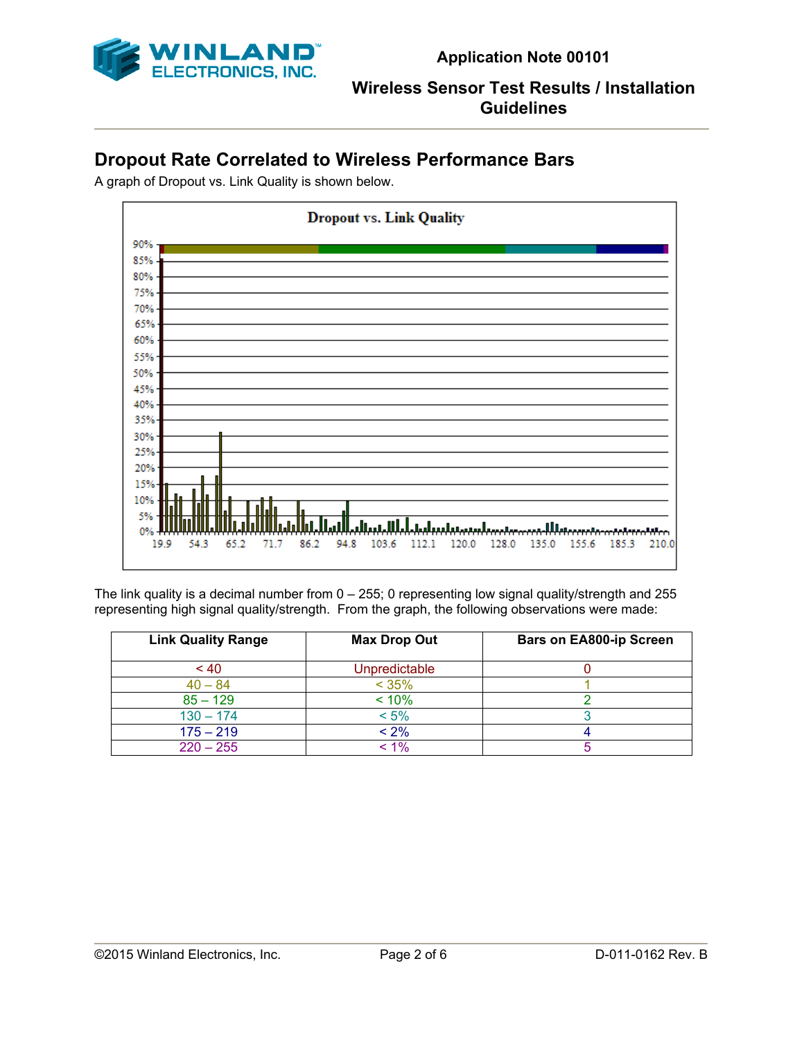## Dropout Rate Correlated to Wireless Performance Bars

A graph of Dropout vs. Link Quality is shown below.

The link quality is a decimal number from 0 – 255; 0 representing low signal quality/strength and 255 representing high signal quality/strength. From the graph, the following observations were made:

| Link Quality Range | Max Drop Out | Bars on EA800-ip Screen |
|---|---|---|
| < 40 | Unpredictable | 0 |
| 40 – 84 | < 35% | 1 |
| 85 – 129 | < 10% | 2 |
| 130 – 174 | < 5% | 3 |
| 175 – 219 | < 2% | 4 |
| 220 – 255 | < 1% | 5 |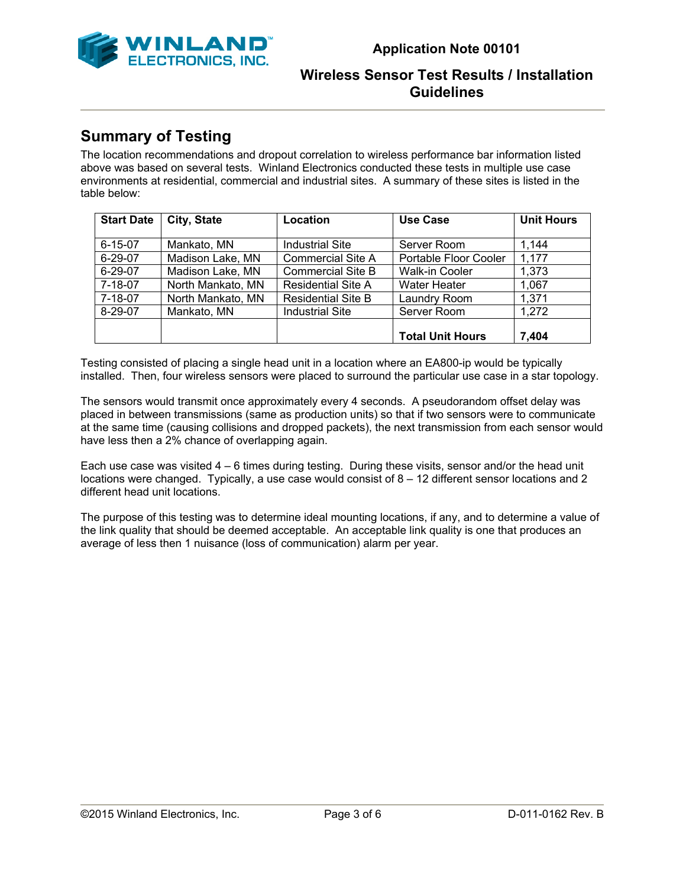## Summary of Testing

The location recommendations and dropout correlation to wireless performance bar information listed above was based on several tests. Winland Electronics conducted these tests in multiple use case environments at residential, commercial and industrial sites. A summary of these sites is listed in the table below:

| Start Date | City, State | Location | Use Case | Unit Hours |
|---|---|---|---|---|
| 6-15-07 | Mankato, MN | Industrial Site | Server Room | 1,144 |
| 6-29-07 | Madison Lake, MN | Commercial Site A | Portable Floor Cooler | 1,177 |
| 6-29-07 | Madison Lake, MN | Commercial Site B | Walk-in Cooler | 1,373 |
| 7-18-07 | North Mankato, MN | Residential Site A | Water Heater | 1,067 |
| 7-18-07 | North Mankato, MN | Residential Site B | Laundry Room | 1,371 |
| 8-29-07 | Mankato, MN | Industrial Site | Server Room | 1,272 |
| | | | **Total Unit Hours** | **7,404** |

Testing consisted of placing a single head unit in a location where an EA800-ip would be typically installed. Then, four wireless sensors were placed to surround the particular use case in a star topology.

The sensors would transmit once approximately every 4 seconds. A pseudorandom offset delay was placed in between transmissions (same as production units) so that if two sensors were to communicate at the same time (causing collisions and dropped packets), the next transmission from each sensor would have less then a 2% chance of overlapping again.

Each use case was visited 4 – 6 times during testing. During these visits, sensor and/or the head unit locations were changed. Typically, a use case would consist of 8 – 12 different sensor locations and 2 different head unit locations.

The purpose of this testing was to determine ideal mounting locations, if any, and to determine a value of the link quality that should be deemed acceptable. An acceptable link quality is one that produces an average of less then 1 nuisance (loss of communication) alarm per year.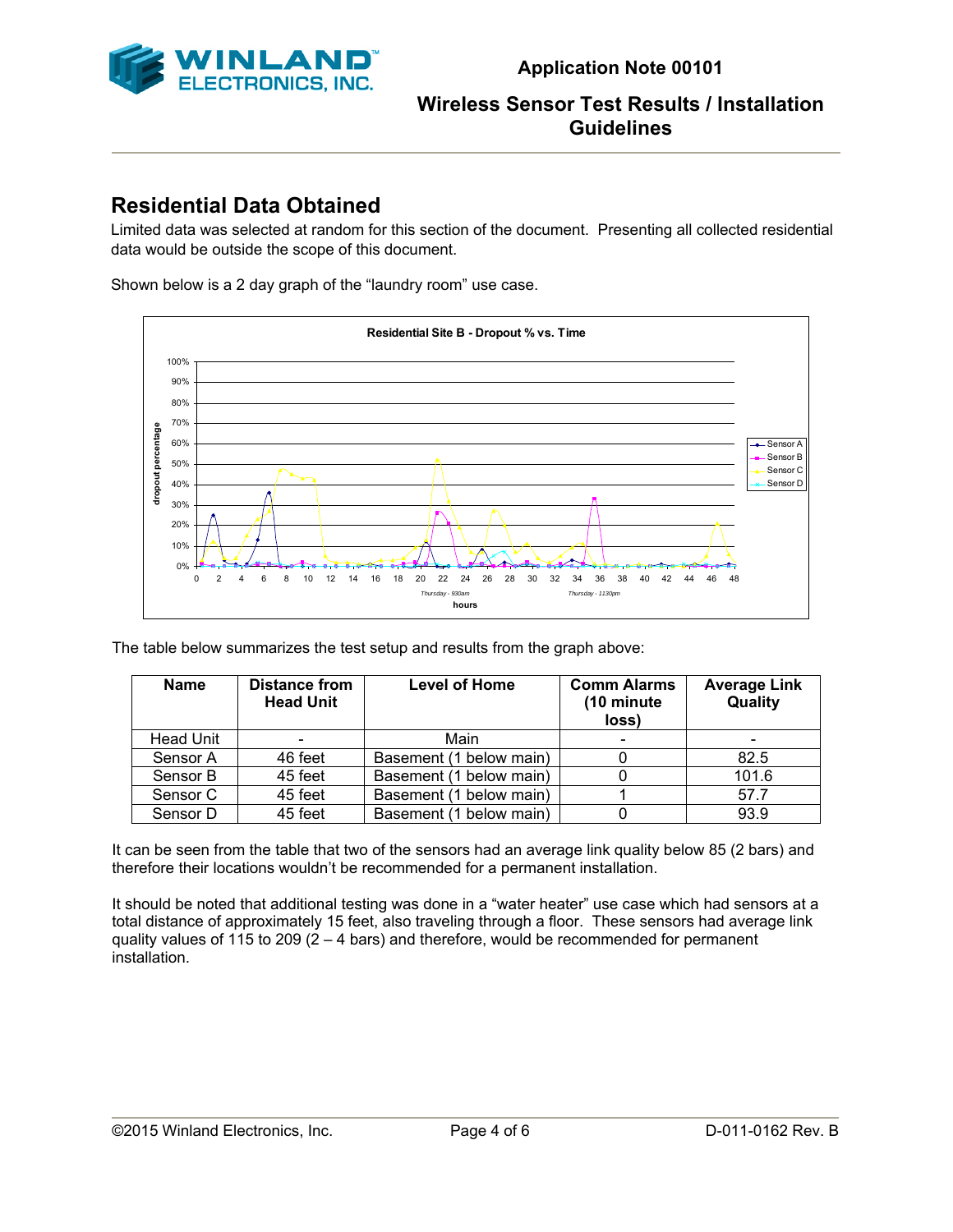## Residential Data Obtained

Limited data was selected at random for this section of the document. Presenting all collected residential data would be outside the scope of this document.

Shown below is a 2 day graph of the "laundry room" use case.

The table below summarizes the test setup and results from the graph above:

| Name | Distance from Head Unit | Level of Home | Comm Alarms (10 minute loss) | Average Link Quality |
|---|---|---|---|---|
| Head Unit | - | Main | - | - |
| Sensor A | 46 feet | Basement (1 below main) | 0 | 82.5 |
| Sensor B | 45 feet | Basement (1 below main) | 0 | 101.6 |
| Sensor C | 45 feet | Basement (1 below main) | 1 | 57.7 |
| Sensor D | 45 feet | Basement (1 below main) | 0 | 93.9 |

It can be seen from the table that two of the sensors had an average link quality below 85 (2 bars) and therefore their locations wouldn't be recommended for a permanent installation.

It should be noted that additional testing was done in a "water heater" use case which had sensors at a total distance of approximately 15 feet, also traveling through a floor. These sensors had average link quality values of 115 to 209 (2 – 4 bars) and therefore, would be recommended for permanent installation.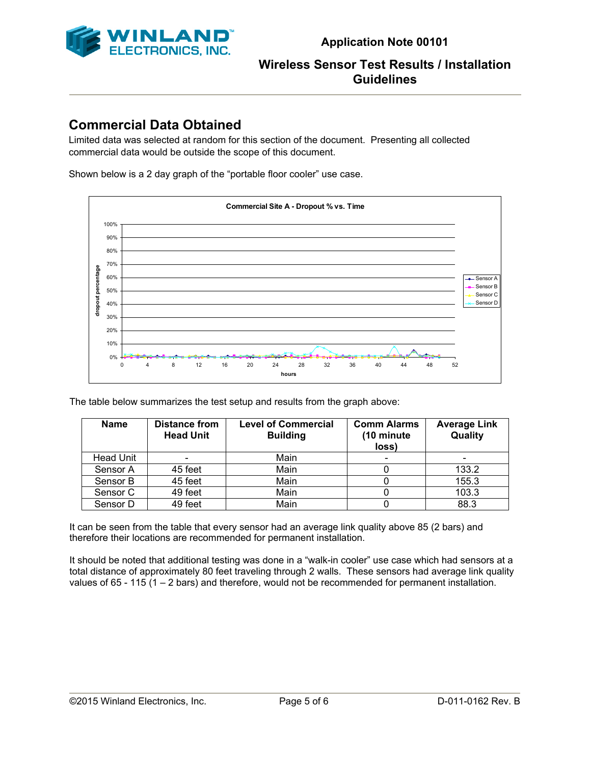## Commercial Data Obtained

Limited data was selected at random for this section of the document. Presenting all collected commercial data would be outside the scope of this document.

Shown below is a 2 day graph of the "portable floor cooler" use case.

The table below summarizes the test setup and results from the graph above:

| Name | Distance from Head Unit | Level of Commercial Building | Comm Alarms (10 minute loss) | Average Link Quality |
|---|---|---|---|---|
| Head Unit | - | Main | - | - |
| Sensor A | 45 feet | Main | 0 | 133.2 |
| Sensor B | 45 feet | Main | 0 | 155.3 |
| Sensor C | 49 feet | Main | 0 | 103.3 |
| Sensor D | 49 feet | Main | 0 | 88.3 |

It can be seen from the table that every sensor had an average link quality above 85 (2 bars) and therefore their locations are recommended for permanent installation.

It should be noted that additional testing was done in a "walk-in cooler" use case which had sensors at a total distance of approximately 80 feet traveling through 2 walls. These sensors had average link quality values of 65 - 115 (1 – 2 bars) and therefore, would not be recommended for permanent installation.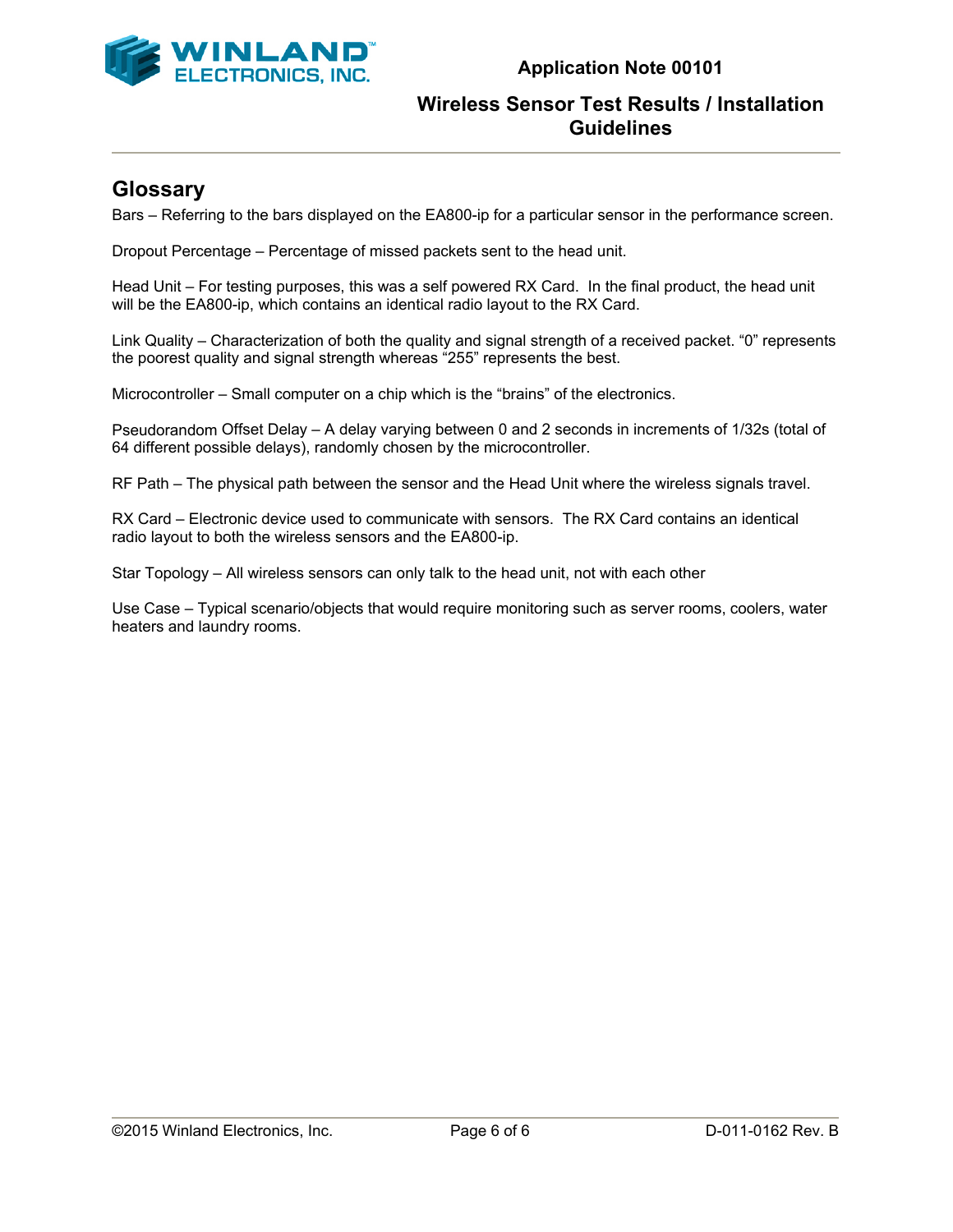## Glossary

Bars – Referring to the bars displayed on the EA800-ip for a particular sensor in the performance screen.

Dropout Percentage – Percentage of missed packets sent to the head unit.

Head Unit – For testing purposes, this was a self powered RX Card. In the final product, the head unit will be the EA800-ip, which contains an identical radio layout to the RX Card.

Link Quality – Characterization of both the quality and signal strength of a received packet. “0” represents the poorest quality and signal strength whereas “255” represents the best.

Microcontroller – Small computer on a chip which is the “brains” of the electronics.

Pseudorandom Offset Delay – A delay varying between 0 and 2 seconds in increments of 1/32s (total of 64 different possible delays), randomly chosen by the microcontroller.

RF Path – The physical path between the sensor and the Head Unit where the wireless signals travel.

RX Card – Electronic device used to communicate with sensors. The RX Card contains an identical radio layout to both the wireless sensors and the EA800-ip.

Star Topology – All wireless sensors can only talk to the head unit, not with each other

Use Case – Typical scenario/objects that would require monitoring such as server rooms, coolers, water heaters and laundry rooms.